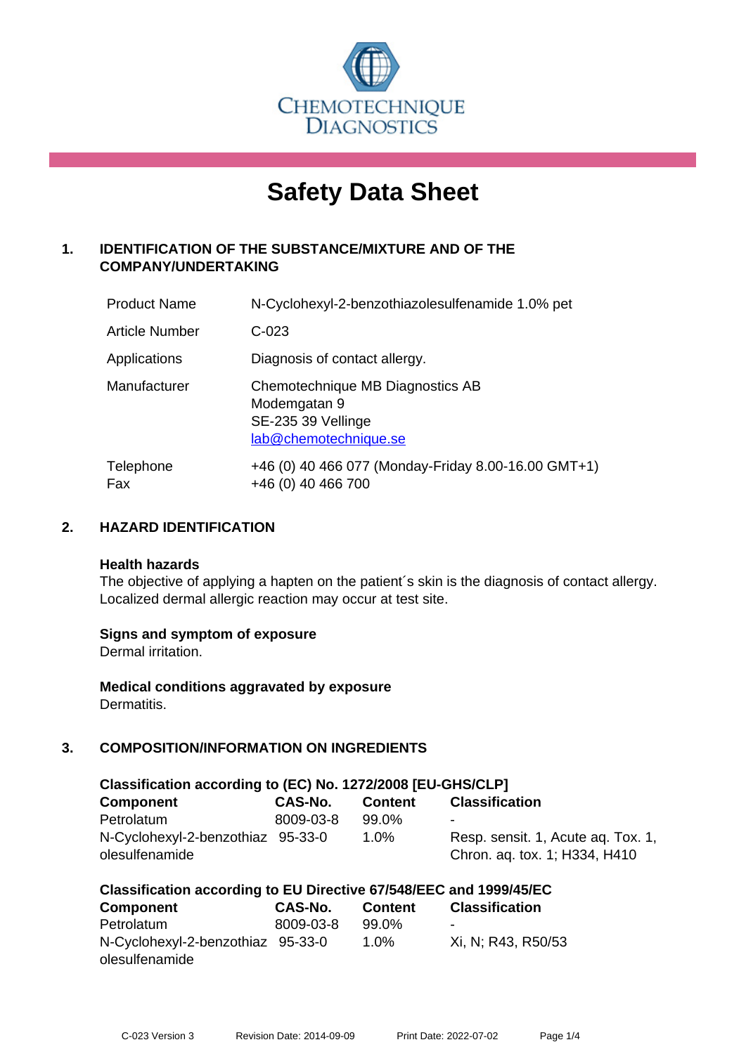CHEMOTECHNIQUE DIAGNOSTICS

# Safety Data Sheet

## 1. IDENTIFICATION OF THE SUBSTANCE/MIXTURE AND OF THE COMPANY/UNDERTAKING

| | |
|---|---|
| Product Name | N-Cyclohexyl-2-benzothiazolesulfenamide 1.0% pet |
| Article Number | C-023 |
| Applications | Diagnosis of contact allergy. |
| Manufacturer | Chemotechnique MB Diagnostics AB<br>Modemgatan 9<br>SE-235 39 Vellinge<br>lab@chemotechnique.se |
| Telephone<br>Fax | +46 (0) 40 466 077 (Monday-Friday 8.00-16.00 GMT+1)<br>+46 (0) 40 466 700 |

## 2. HAZARD IDENTIFICATION

**Health hazards**

The objective of applying a hapten on the patient´s skin is the diagnosis of contact allergy. Localized dermal allergic reaction may occur at test site.

**Signs and symptom of exposure**

Dermal irritation.

**Medical conditions aggravated by exposure**

Dermatitis.

## 3. COMPOSITION/INFORMATION ON INGREDIENTS

**Classification according to (EC) No. 1272/2008 [EU-GHS/CLP]**

| Component | CAS-No. | Content | Classification |
|---|---|---|---|
| Petrolatum | 8009-03-8 | 99.0% | - |
| N-Cyclohexyl-2-benzothiazolesulfenamide | 95-33-0 | 1.0% | Resp. sensit. 1, Acute aq. Tox. 1, Chron. aq. tox. 1; H334, H410 |

**Classification according to EU Directive 67/548/EEC and 1999/45/EC**

| Component | CAS-No. | Content | Classification |
|---|---|---|---|
| Petrolatum | 8009-03-8 | 99.0% | - |
| N-Cyclohexyl-2-benzothiazolesulfenamide | 95-33-0 | 1.0% | Xi, N; R43, R50/53 |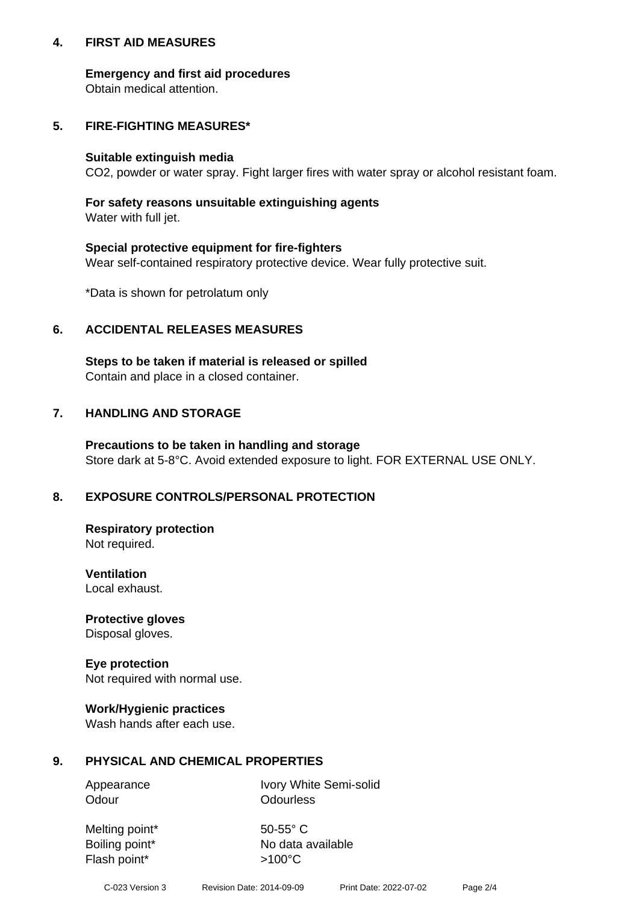## 4. FIRST AID MEASURES

**Emergency and first aid procedures**
Obtain medical attention.

## 5. FIRE-FIGHTING MEASURES*

**Suitable extinguish media**
$CO_2$, powder or water spray. Fight larger fires with water spray or alcohol resistant foam.

**For safety reasons unsuitable extinguishing agents**
Water with full jet.

**Special protective equipment for fire-fighters**
Wear self-contained respiratory protective device. Wear fully protective suit.

*Data is shown for petrolatum only

## 6. ACCIDENTAL RELEASES MEASURES

**Steps to be taken if material is released or spilled**
Contain and place in a closed container.

## 7. HANDLING AND STORAGE

**Precautions to be taken in handling and storage**
Store dark at 5-8°C. Avoid extended exposure to light. FOR EXTERNAL USE ONLY.

## 8. EXPOSURE CONTROLS/PERSONAL PROTECTION

**Respiratory protection**
Not required.

**Ventilation**
Local exhaust.

**Protective gloves**
Disposal gloves.

**Eye protection**
Not required with normal use.

**Work/Hygienic practices**
Wash hands after each use.

## 9. PHYSICAL AND CHEMICAL PROPERTIES

| | |
|---|---|
| Appearance | Ivory White Semi-solid |
| Odour | Odourless |
| Melting point* | 50-55° C |
| Boiling point* | No data available |
| Flash point* | >100°C |

C-023 Version 3 Revision Date: 2014-09-09 Print Date: 2022-07-02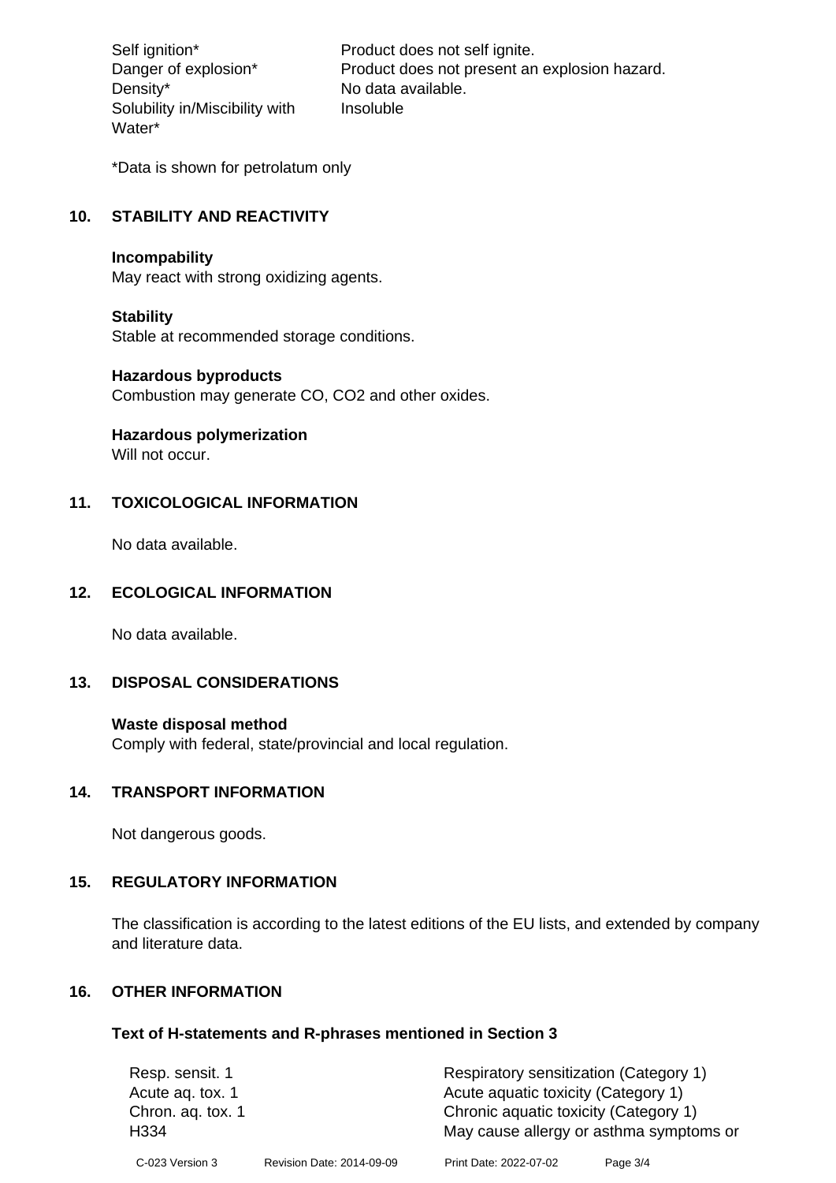| | |
|---|---|
| Self ignition* | Product does not self ignite. |
| Danger of explosion* | Product does not present an explosion hazard. |
| Density* | No data available. |
| Solubility in/Miscibility with Water* | Insoluble |

*Data is shown for petrolatum only

## 10. STABILITY AND REACTIVITY

**Incompability**
May react with strong oxidizing agents.

**Stability**
Stable at recommended storage conditions.

**Hazardous byproducts**
Combustion may generate CO, $CO_2$ and other oxides.

**Hazardous polymerization**
Will not occur.

## 11. TOXICOLOGICAL INFORMATION

No data available.

## 12. ECOLOGICAL INFORMATION

No data available.

## 13. DISPOSAL CONSIDERATIONS

**Waste disposal method**
Comply with federal, state/provincial and local regulation.

## 14. TRANSPORT INFORMATION

Not dangerous goods.

## 15. REGULATORY INFORMATION

The classification is according to the latest editions of the EU lists, and extended by company and literature data.

## 16. OTHER INFORMATION

**Text of H-statements and R-phrases mentioned in Section 3**

| | |
|---|---|
| Resp. sensit. 1 | Respiratory sensitization (Category 1) |
| Acute aq. tox. 1 | Acute aquatic toxicity (Category 1) |
| Chron. aq. tox. 1 | Chronic aquatic toxicity (Category 1) |
| H334 | May cause allergy or asthma symptoms or |

C-023 Version 3 Revision Date: 2014-09-09 Print Date: 2022-07-02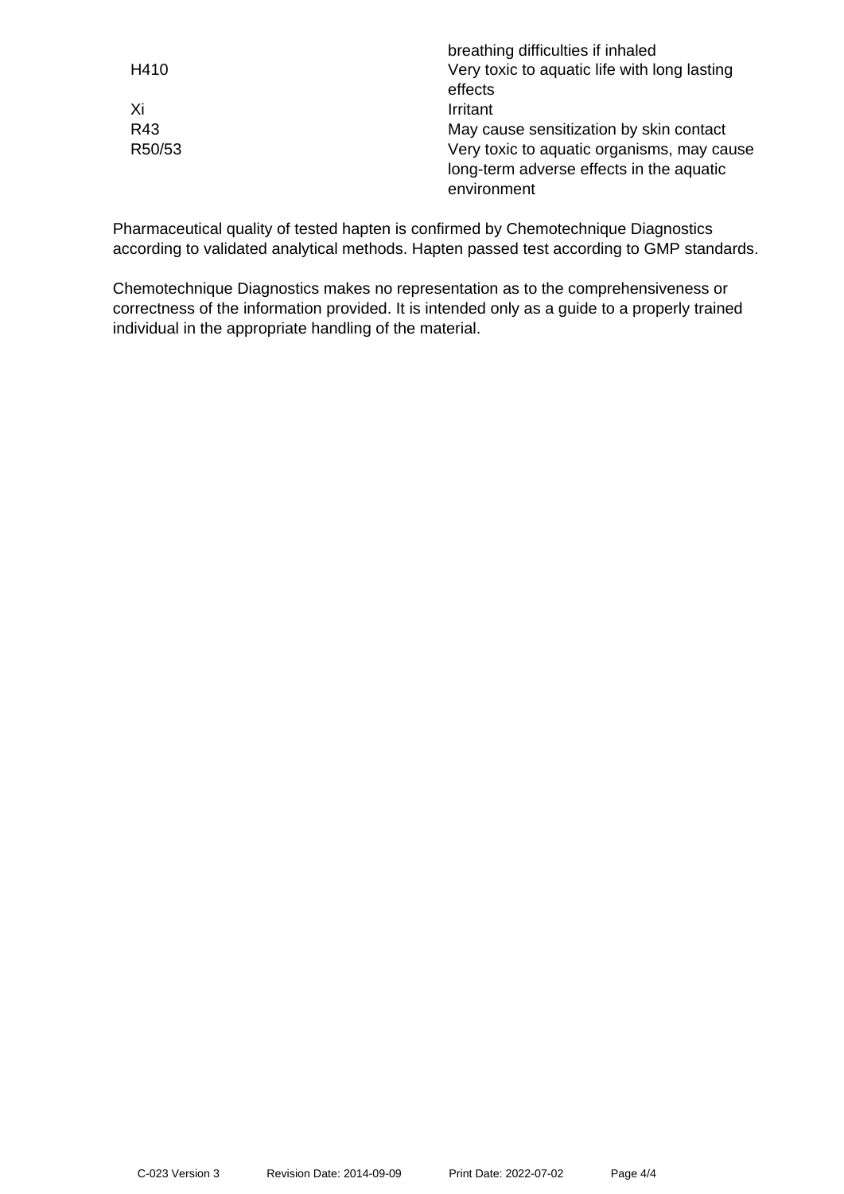| | |
|---|---|
| | breathing difficulties if inhaled |
| H410 | Very toxic to aquatic life with long lasting effects |
| Xi | Irritant |
| R43 | May cause sensitization by skin contact |
| R50/53 | Very toxic to aquatic organisms, may cause long-term adverse effects in the aquatic environment |

Pharmaceutical quality of tested hapten is confirmed by Chemotechnique Diagnostics according to validated analytical methods. Hapten passed test according to GMP standards.

Chemotechnique Diagnostics makes no representation as to the comprehensiveness or correctness of the information provided. It is intended only as a guide to a properly trained individual in the appropriate handling of the material.